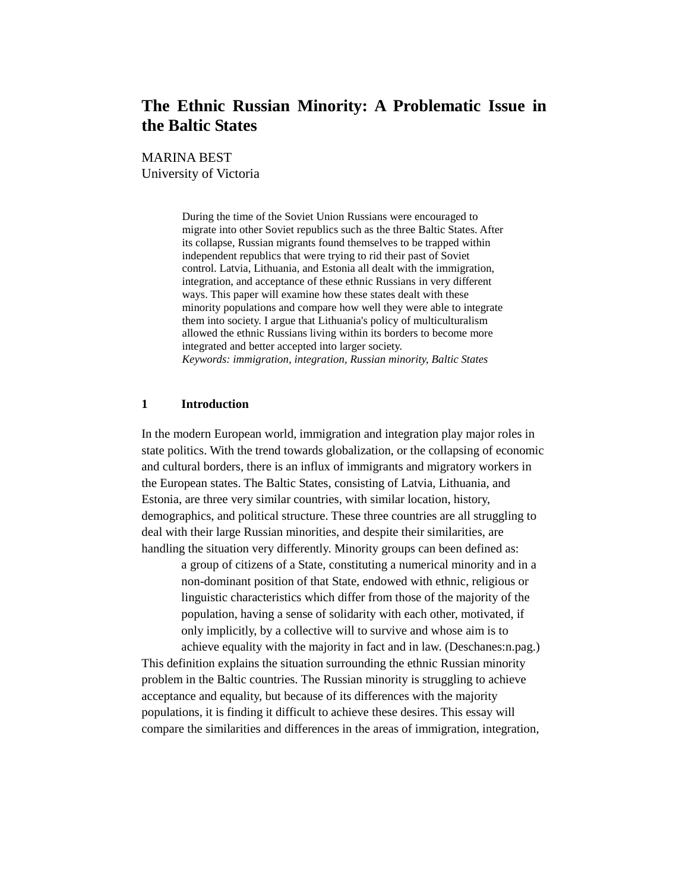# The Ethnic Russian Minority: A Problematic Issue in the Baltic States

MARINA BEST
University of Victoria

> During the time of the Soviet Union Russians were encouraged to migrate into other Soviet republics such as the three Baltic States. After its collapse, Russian migrants found themselves to be trapped within independent republics that were trying to rid their past of Soviet control. Latvia, Lithuania, and Estonia all dealt with the immigration, integration, and acceptance of these ethnic Russians in very different ways. This paper will examine how these states dealt with these minority populations and compare how well they were able to integrate them into society. I argue that Lithuania's policy of multiculturalism allowed the ethnic Russians living within its borders to become more integrated and better accepted into larger society.
> *Keywords: immigration, integration, Russian minority, Baltic States*

## 1 Introduction

In the modern European world, immigration and integration play major roles in state politics. With the trend towards globalization, or the collapsing of economic and cultural borders, there is an influx of immigrants and migratory workers in the European states. The Baltic States, consisting of Latvia, Lithuania, and Estonia, are three very similar countries, with similar location, history, demographics, and political structure. These three countries are all struggling to deal with their large Russian minorities, and despite their similarities, are handling the situation very differently. Minority groups can been defined as:

> a group of citizens of a State, constituting a numerical minority and in a non-dominant position of that State, endowed with ethnic, religious or linguistic characteristics which differ from those of the majority of the population, having a sense of solidarity with each other, motivated, if only implicitly, by a collective will to survive and whose aim is to achieve equality with the majority in fact and in law. (Deschanes:n.pag.)

This definition explains the situation surrounding the ethnic Russian minority problem in the Baltic countries. The Russian minority is struggling to achieve acceptance and equality, but because of its differences with the majority populations, it is finding it difficult to achieve these desires. This essay will compare the similarities and differences in the areas of immigration, integration,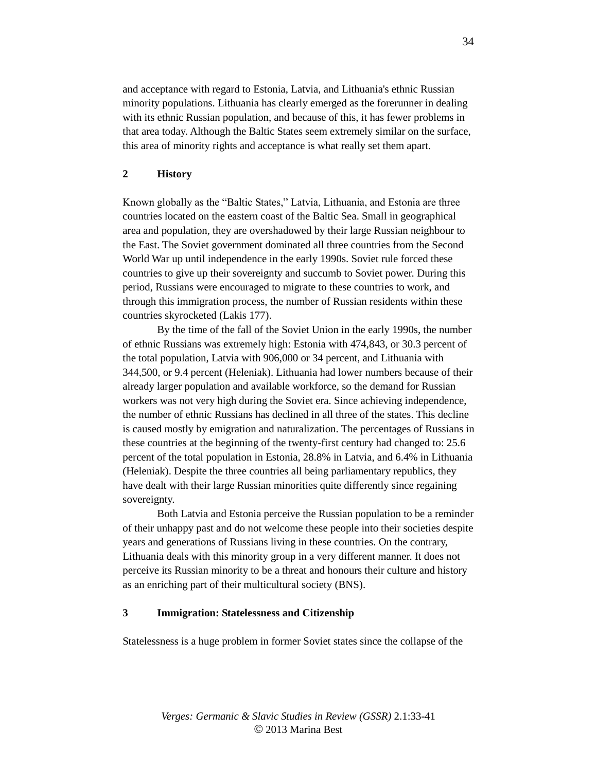and acceptance with regard to Estonia, Latvia, and Lithuania's ethnic Russian minority populations. Lithuania has clearly emerged as the forerunner in dealing with its ethnic Russian population, and because of this, it has fewer problems in that area today. Although the Baltic States seem extremely similar on the surface, this area of minority rights and acceptance is what really set them apart.

## 2 History

Known globally as the "Baltic States," Latvia, Lithuania, and Estonia are three countries located on the eastern coast of the Baltic Sea. Small in geographical area and population, they are overshadowed by their large Russian neighbour to the East. The Soviet government dominated all three countries from the Second World War up until independence in the early 1990s. Soviet rule forced these countries to give up their sovereignty and succumb to Soviet power. During this period, Russians were encouraged to migrate to these countries to work, and through this immigration process, the number of Russian residents within these countries skyrocketed (Lakis 177).

By the time of the fall of the Soviet Union in the early 1990s, the number of ethnic Russians was extremely high: Estonia with 474,843, or 30.3 percent of the total population, Latvia with 906,000 or 34 percent, and Lithuania with 344,500, or 9.4 percent (Heleniak). Lithuania had lower numbers because of their already larger population and available workforce, so the demand for Russian workers was not very high during the Soviet era. Since achieving independence, the number of ethnic Russians has declined in all three of the states. This decline is caused mostly by emigration and naturalization. The percentages of Russians in these countries at the beginning of the twenty-first century had changed to: 25.6 percent of the total population in Estonia, 28.8% in Latvia, and 6.4% in Lithuania (Heleniak). Despite the three countries all being parliamentary republics, they have dealt with their large Russian minorities quite differently since regaining sovereignty.

Both Latvia and Estonia perceive the Russian population to be a reminder of their unhappy past and do not welcome these people into their societies despite years and generations of Russians living in these countries. On the contrary, Lithuania deals with this minority group in a very different manner. It does not perceive its Russian minority to be a threat and honours their culture and history as an enriching part of their multicultural society (BNS).

## 3 Immigration: Statelessness and Citizenship

Statelessness is a huge problem in former Soviet states since the collapse of the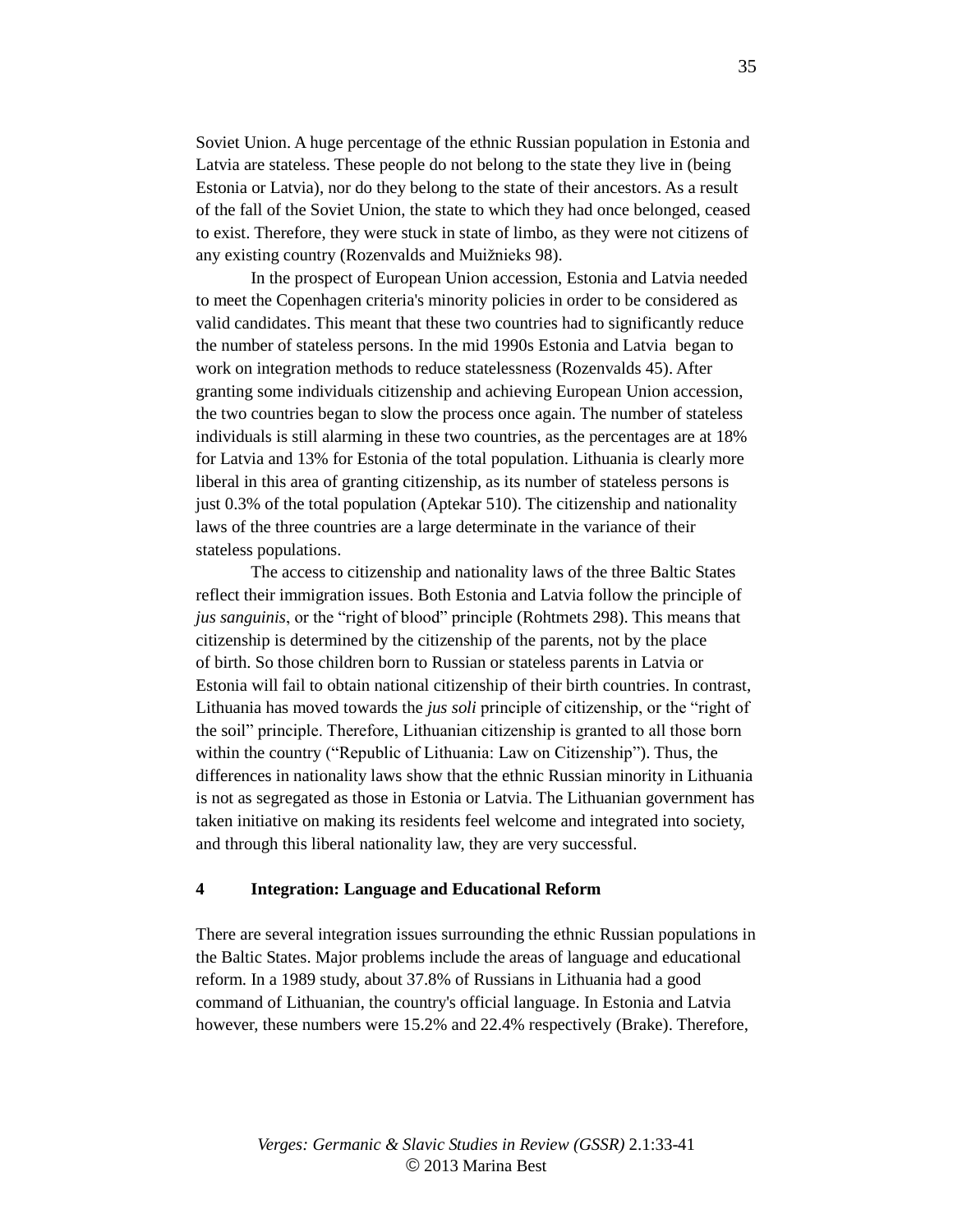Soviet Union. A huge percentage of the ethnic Russian population in Estonia and Latvia are stateless. These people do not belong to the state they live in (being Estonia or Latvia), nor do they belong to the state of their ancestors. As a result of the fall of the Soviet Union, the state to which they had once belonged, ceased to exist. Therefore, they were stuck in state of limbo, as they were not citizens of any existing country (Rozenvalds and Muižnieks 98).

In the prospect of European Union accession, Estonia and Latvia needed to meet the Copenhagen criteria's minority policies in order to be considered as valid candidates. This meant that these two countries had to significantly reduce the number of stateless persons. In the mid 1990s Estonia and Latvia began to work on integration methods to reduce statelessness (Rozenvalds 45). After granting some individuals citizenship and achieving European Union accession, the two countries began to slow the process once again. The number of stateless individuals is still alarming in these two countries, as the percentages are at 18% for Latvia and 13% for Estonia of the total population. Lithuania is clearly more liberal in this area of granting citizenship, as its number of stateless persons is just 0.3% of the total population (Aptekar 510). The citizenship and nationality laws of the three countries are a large determinate in the variance of their stateless populations.

The access to citizenship and nationality laws of the three Baltic States reflect their immigration issues. Both Estonia and Latvia follow the principle of *jus sanguinis*, or the "right of blood" principle (Rohtmets 298). This means that citizenship is determined by the citizenship of the parents, not by the place of birth. So those children born to Russian or stateless parents in Latvia or Estonia will fail to obtain national citizenship of their birth countries. In contrast, Lithuania has moved towards the *jus soli* principle of citizenship, or the "right of the soil" principle. Therefore, Lithuanian citizenship is granted to all those born within the country ("Republic of Lithuania: Law on Citizenship"). Thus, the differences in nationality laws show that the ethnic Russian minority in Lithuania is not as segregated as those in Estonia or Latvia. The Lithuanian government has taken initiative on making its residents feel welcome and integrated into society, and through this liberal nationality law, they are very successful.

## 4 Integration: Language and Educational Reform

There are several integration issues surrounding the ethnic Russian populations in the Baltic States. Major problems include the areas of language and educational reform. In a 1989 study, about 37.8% of Russians in Lithuania had a good command of Lithuanian, the country's official language. In Estonia and Latvia however, these numbers were 15.2% and 22.4% respectively (Brake). Therefore,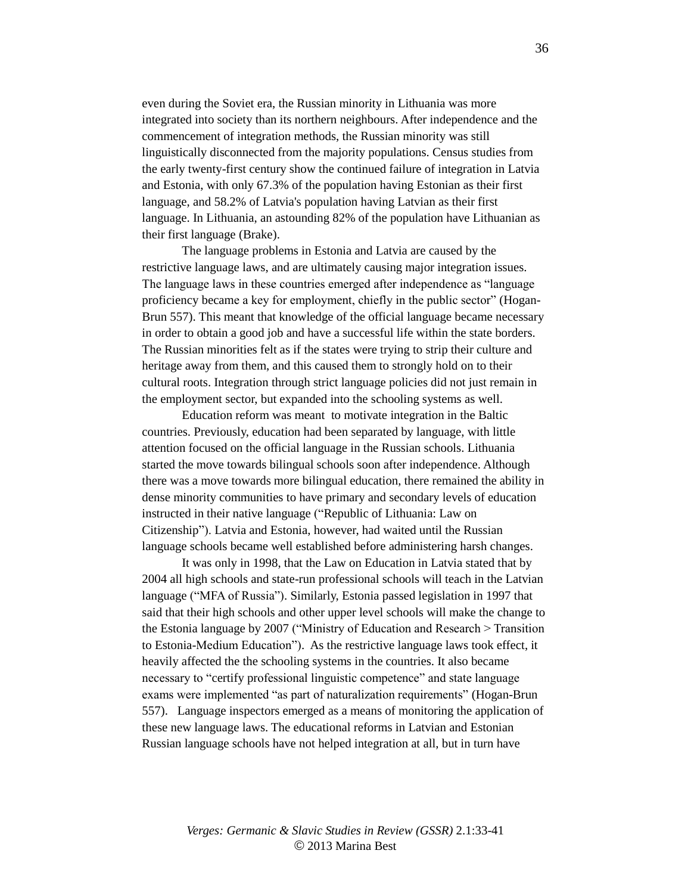even during the Soviet era, the Russian minority in Lithuania was more integrated into society than its northern neighbours. After independence and the commencement of integration methods, the Russian minority was still linguistically disconnected from the majority populations. Census studies from the early twenty-first century show the continued failure of integration in Latvia and Estonia, with only 67.3% of the population having Estonian as their first language, and 58.2% of Latvia's population having Latvian as their first language. In Lithuania, an astounding 82% of the population have Lithuanian as their first language (Brake).

The language problems in Estonia and Latvia are caused by the restrictive language laws, and are ultimately causing major integration issues. The language laws in these countries emerged after independence as "language proficiency became a key for employment, chiefly in the public sector" (Hogan-Brun 557). This meant that knowledge of the official language became necessary in order to obtain a good job and have a successful life within the state borders. The Russian minorities felt as if the states were trying to strip their culture and heritage away from them, and this caused them to strongly hold on to their cultural roots. Integration through strict language policies did not just remain in the employment sector, but expanded into the schooling systems as well.

Education reform was meant to motivate integration in the Baltic countries. Previously, education had been separated by language, with little attention focused on the official language in the Russian schools. Lithuania started the move towards bilingual schools soon after independence. Although there was a move towards more bilingual education, there remained the ability in dense minority communities to have primary and secondary levels of education instructed in their native language ("Republic of Lithuania: Law on Citizenship"). Latvia and Estonia, however, had waited until the Russian language schools became well established before administering harsh changes.

It was only in 1998, that the Law on Education in Latvia stated that by 2004 all high schools and state-run professional schools will teach in the Latvian language ("MFA of Russia"). Similarly, Estonia passed legislation in 1997 that said that their high schools and other upper level schools will make the change to the Estonia language by 2007 ("Ministry of Education and Research > Transition to Estonia-Medium Education"). As the restrictive language laws took effect, it heavily affected the the schooling systems in the countries. It also became necessary to "certify professional linguistic competence" and state language exams were implemented "as part of naturalization requirements" (Hogan-Brun 557). Language inspectors emerged as a means of monitoring the application of these new language laws. The educational reforms in Latvian and Estonian Russian language schools have not helped integration at all, but in turn have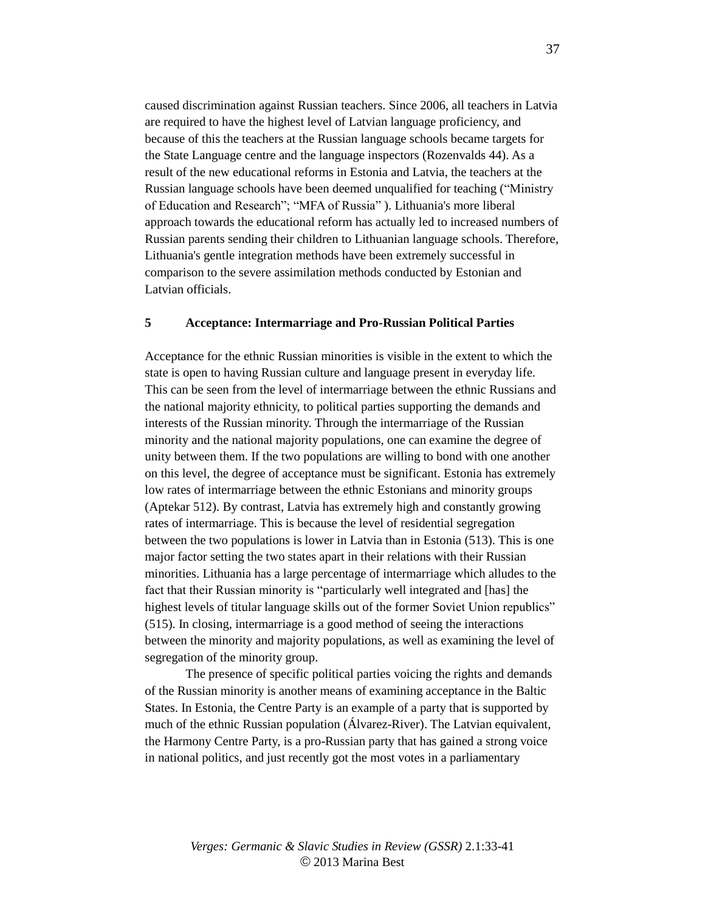caused discrimination against Russian teachers. Since 2006, all teachers in Latvia are required to have the highest level of Latvian language proficiency, and because of this the teachers at the Russian language schools became targets for the State Language centre and the language inspectors (Rozenvalds 44). As a result of the new educational reforms in Estonia and Latvia, the teachers at the Russian language schools have been deemed unqualified for teaching ("Ministry of Education and Research"; "MFA of Russia" ). Lithuania's more liberal approach towards the educational reform has actually led to increased numbers of Russian parents sending their children to Lithuanian language schools. Therefore, Lithuania's gentle integration methods have been extremely successful in comparison to the severe assimilation methods conducted by Estonian and Latvian officials.

## 5 Acceptance: Intermarriage and Pro-Russian Political Parties

Acceptance for the ethnic Russian minorities is visible in the extent to which the state is open to having Russian culture and language present in everyday life. This can be seen from the level of intermarriage between the ethnic Russians and the national majority ethnicity, to political parties supporting the demands and interests of the Russian minority. Through the intermarriage of the Russian minority and the national majority populations, one can examine the degree of unity between them. If the two populations are willing to bond with one another on this level, the degree of acceptance must be significant. Estonia has extremely low rates of intermarriage between the ethnic Estonians and minority groups (Aptekar 512). By contrast, Latvia has extremely high and constantly growing rates of intermarriage. This is because the level of residential segregation between the two populations is lower in Latvia than in Estonia (513). This is one major factor setting the two states apart in their relations with their Russian minorities. Lithuania has a large percentage of intermarriage which alludes to the fact that their Russian minority is "particularly well integrated and [has] the highest levels of titular language skills out of the former Soviet Union republics" (515). In closing, intermarriage is a good method of seeing the interactions between the minority and majority populations, as well as examining the level of segregation of the minority group.

The presence of specific political parties voicing the rights and demands of the Russian minority is another means of examining acceptance in the Baltic States. In Estonia, the Centre Party is an example of a party that is supported by much of the ethnic Russian population (Álvarez-River). The Latvian equivalent, the Harmony Centre Party, is a pro-Russian party that has gained a strong voice in national politics, and just recently got the most votes in a parliamentary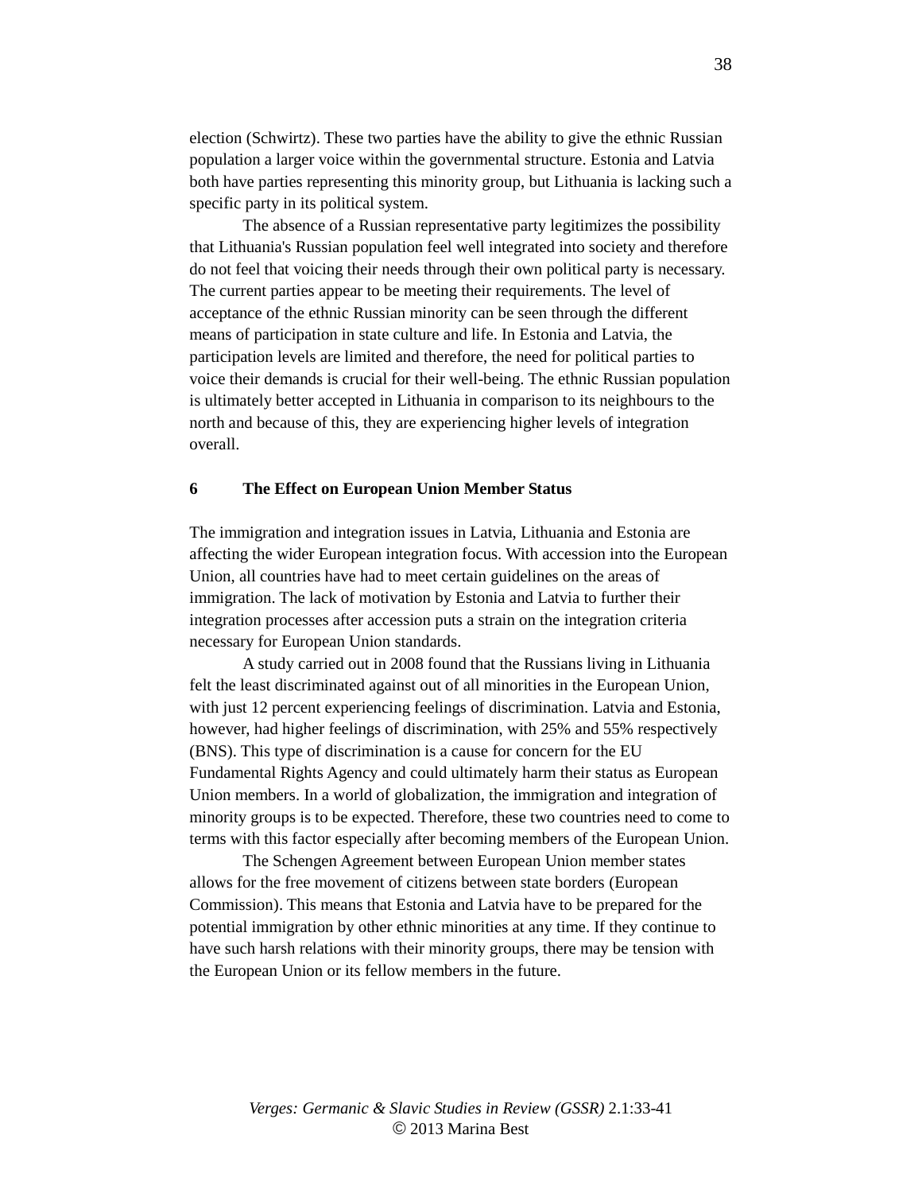election (Schwirtz). These two parties have the ability to give the ethnic Russian population a larger voice within the governmental structure. Estonia and Latvia both have parties representing this minority group, but Lithuania is lacking such a specific party in its political system.

The absence of a Russian representative party legitimizes the possibility that Lithuania's Russian population feel well integrated into society and therefore do not feel that voicing their needs through their own political party is necessary. The current parties appear to be meeting their requirements. The level of acceptance of the ethnic Russian minority can be seen through the different means of participation in state culture and life. In Estonia and Latvia, the participation levels are limited and therefore, the need for political parties to voice their demands is crucial for their well-being. The ethnic Russian population is ultimately better accepted in Lithuania in comparison to its neighbours to the north and because of this, they are experiencing higher levels of integration overall.

## 6 The Effect on European Union Member Status

The immigration and integration issues in Latvia, Lithuania and Estonia are affecting the wider European integration focus. With accession into the European Union, all countries have had to meet certain guidelines on the areas of immigration. The lack of motivation by Estonia and Latvia to further their integration processes after accession puts a strain on the integration criteria necessary for European Union standards.

A study carried out in 2008 found that the Russians living in Lithuania felt the least discriminated against out of all minorities in the European Union, with just 12 percent experiencing feelings of discrimination. Latvia and Estonia, however, had higher feelings of discrimination, with 25% and 55% respectively (BNS). This type of discrimination is a cause for concern for the EU Fundamental Rights Agency and could ultimately harm their status as European Union members. In a world of globalization, the immigration and integration of minority groups is to be expected. Therefore, these two countries need to come to terms with this factor especially after becoming members of the European Union.

The Schengen Agreement between European Union member states allows for the free movement of citizens between state borders (European Commission). This means that Estonia and Latvia have to be prepared for the potential immigration by other ethnic minorities at any time. If they continue to have such harsh relations with their minority groups, there may be tension with the European Union or its fellow members in the future.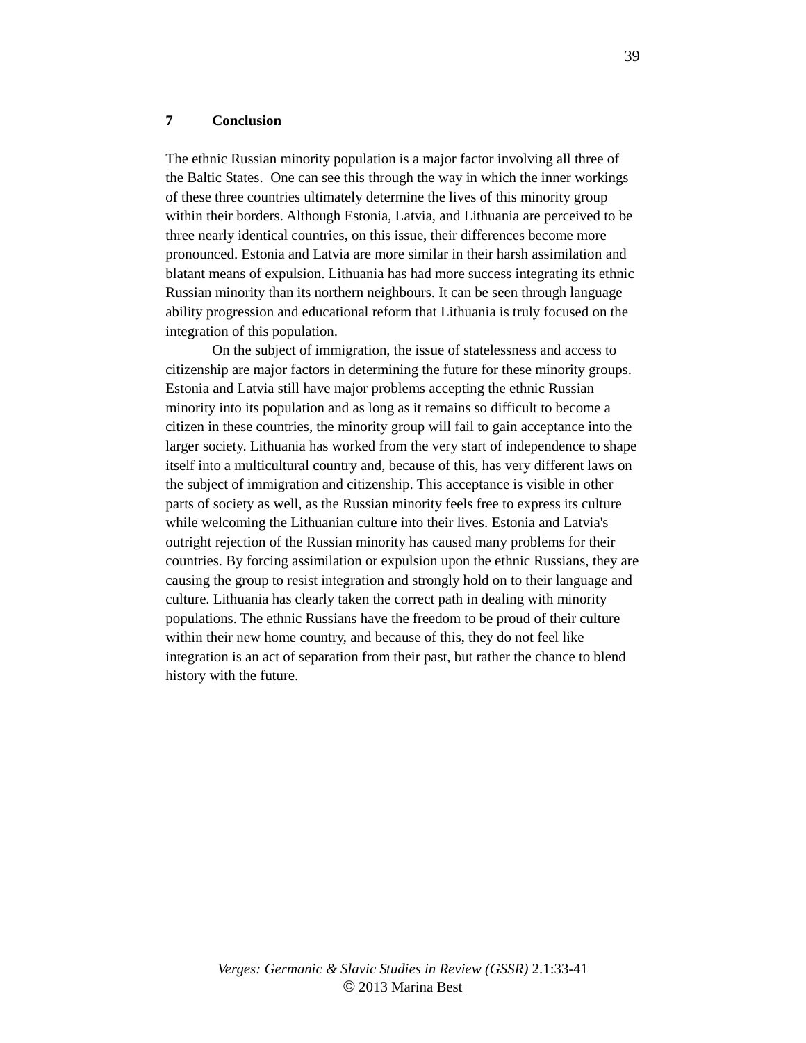## 7 Conclusion

The ethnic Russian minority population is a major factor involving all three of the Baltic States. One can see this through the way in which the inner workings of these three countries ultimately determine the lives of this minority group within their borders. Although Estonia, Latvia, and Lithuania are perceived to be three nearly identical countries, on this issue, their differences become more pronounced. Estonia and Latvia are more similar in their harsh assimilation and blatant means of expulsion. Lithuania has had more success integrating its ethnic Russian minority than its northern neighbours. It can be seen through language ability progression and educational reform that Lithuania is truly focused on the integration of this population.

On the subject of immigration, the issue of statelessness and access to citizenship are major factors in determining the future for these minority groups. Estonia and Latvia still have major problems accepting the ethnic Russian minority into its population and as long as it remains so difficult to become a citizen in these countries, the minority group will fail to gain acceptance into the larger society. Lithuania has worked from the very start of independence to shape itself into a multicultural country and, because of this, has very different laws on the subject of immigration and citizenship. This acceptance is visible in other parts of society as well, as the Russian minority feels free to express its culture while welcoming the Lithuanian culture into their lives. Estonia and Latvia's outright rejection of the Russian minority has caused many problems for their countries. By forcing assimilation or expulsion upon the ethnic Russians, they are causing the group to resist integration and strongly hold on to their language and culture. Lithuania has clearly taken the correct path in dealing with minority populations. The ethnic Russians have the freedom to be proud of their culture within their new home country, and because of this, they do not feel like integration is an act of separation from their past, but rather the chance to blend history with the future.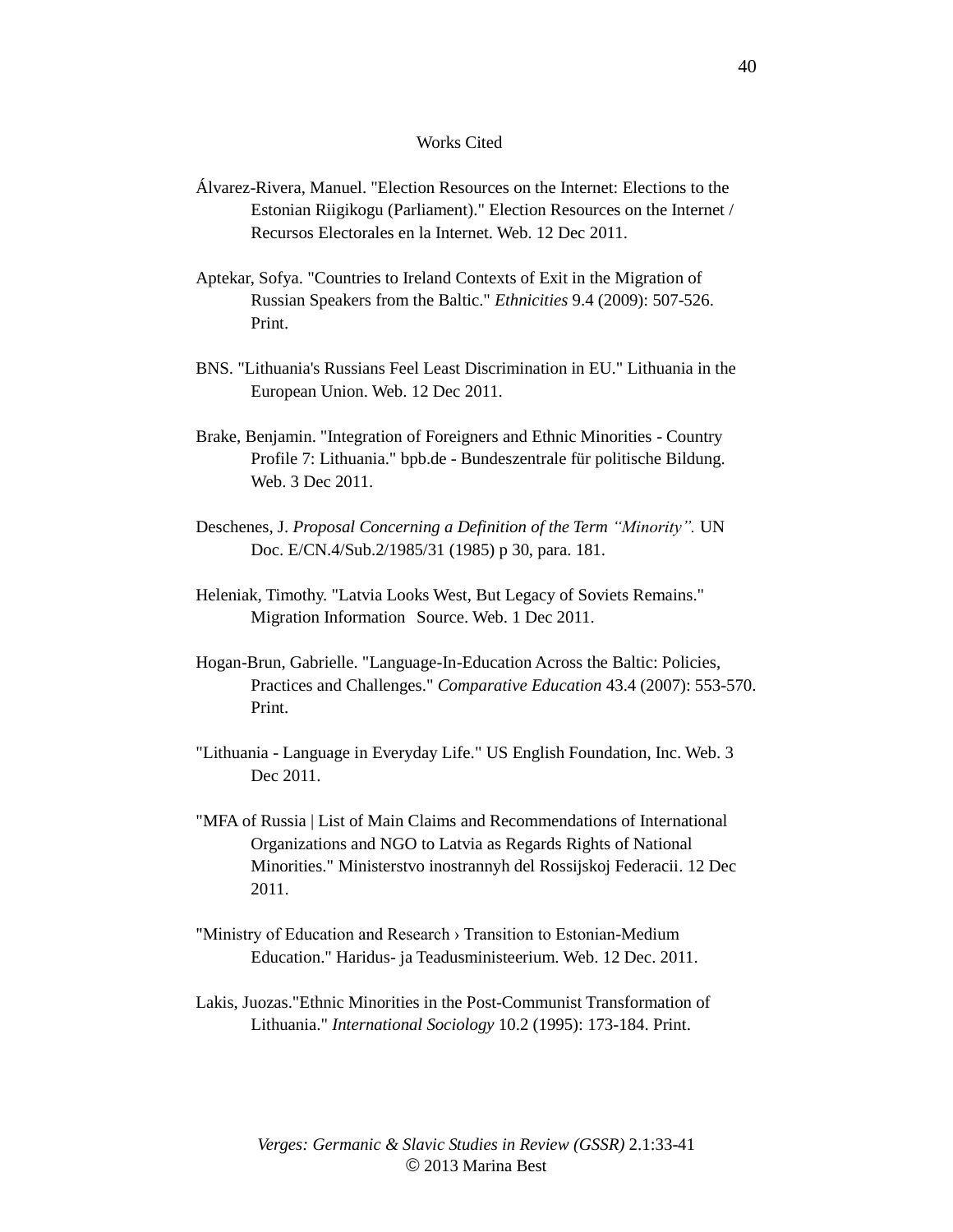# Works Cited

Álvarez-Rivera, Manuel. "Election Resources on the Internet: Elections to the Estonian Riigikogu (Parliament)." Election Resources on the Internet / Recursos Electorales en la Internet. Web. 12 Dec 2011.

Aptekar, Sofya. "Countries to Ireland Contexts of Exit in the Migration of Russian Speakers from the Baltic." *Ethnicities* 9.4 (2009): 507-526. Print.

BNS. "Lithuania's Russians Feel Least Discrimination in EU." Lithuania in the European Union. Web. 12 Dec 2011.

Brake, Benjamin. "Integration of Foreigners and Ethnic Minorities - Country Profile 7: Lithuania." bpb.de - Bundeszentrale für politische Bildung. Web. 3 Dec 2011.

Deschenes, J. *Proposal Concerning a Definition of the Term "Minority".* UN Doc. E/CN.4/Sub.2/1985/31 (1985) p 30, para. 181.

Heleniak, Timothy. "Latvia Looks West, But Legacy of Soviets Remains." Migration Information Source. Web. 1 Dec 2011.

Hogan-Brun, Gabrielle. "Language-In-Education Across the Baltic: Policies, Practices and Challenges." *Comparative Education* 43.4 (2007): 553-570. Print.

"Lithuania - Language in Everyday Life." US English Foundation, Inc. Web. 3 Dec 2011.

"MFA of Russia | List of Main Claims and Recommendations of International Organizations and NGO to Latvia as Regards Rights of National Minorities." Ministerstvo inostrannyh del Rossijskoj Federacii. 12 Dec 2011.

"Ministry of Education and Research › Transition to Estonian-Medium Education." Haridus- ja Teadusministeerium. Web. 12 Dec. 2011.

Lakis, Juozas."Ethnic Minorities in the Post-Communist Transformation of Lithuania." *International Sociology* 10.2 (1995): 173-184. Print.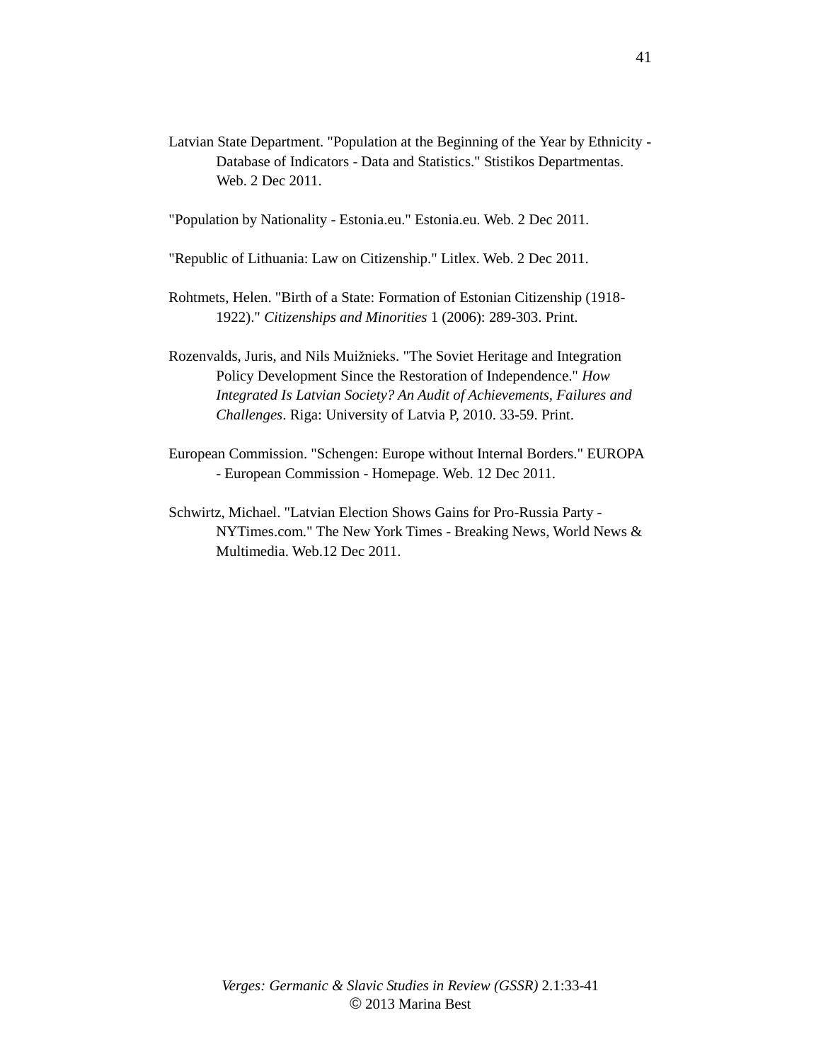Latvian State Department. "Population at the Beginning of the Year by Ethnicity - Database of Indicators - Data and Statistics." Stistikos Departmentas. Web. 2 Dec 2011.

"Population by Nationality - Estonia.eu." Estonia.eu. Web. 2 Dec 2011.

"Republic of Lithuania: Law on Citizenship." Litlex. Web. 2 Dec 2011.

Rohtmets, Helen. "Birth of a State: Formation of Estonian Citizenship (1918-1922)." *Citizenships and Minorities* 1 (2006): 289-303. Print.

Rozenvalds, Juris, and Nils Muižnieks. "The Soviet Heritage and Integration Policy Development Since the Restoration of Independence." *How Integrated Is Latvian Society? An Audit of Achievements, Failures and Challenges*. Riga: University of Latvia P, 2010. 33-59. Print.

European Commission. "Schengen: Europe without Internal Borders." EUROPA - European Commission - Homepage. Web. 12 Dec 2011.

Schwirtz, Michael. "Latvian Election Shows Gains for Pro-Russia Party - NYTimes.com." The New York Times - Breaking News, World News & Multimedia. Web.12 Dec 2011.